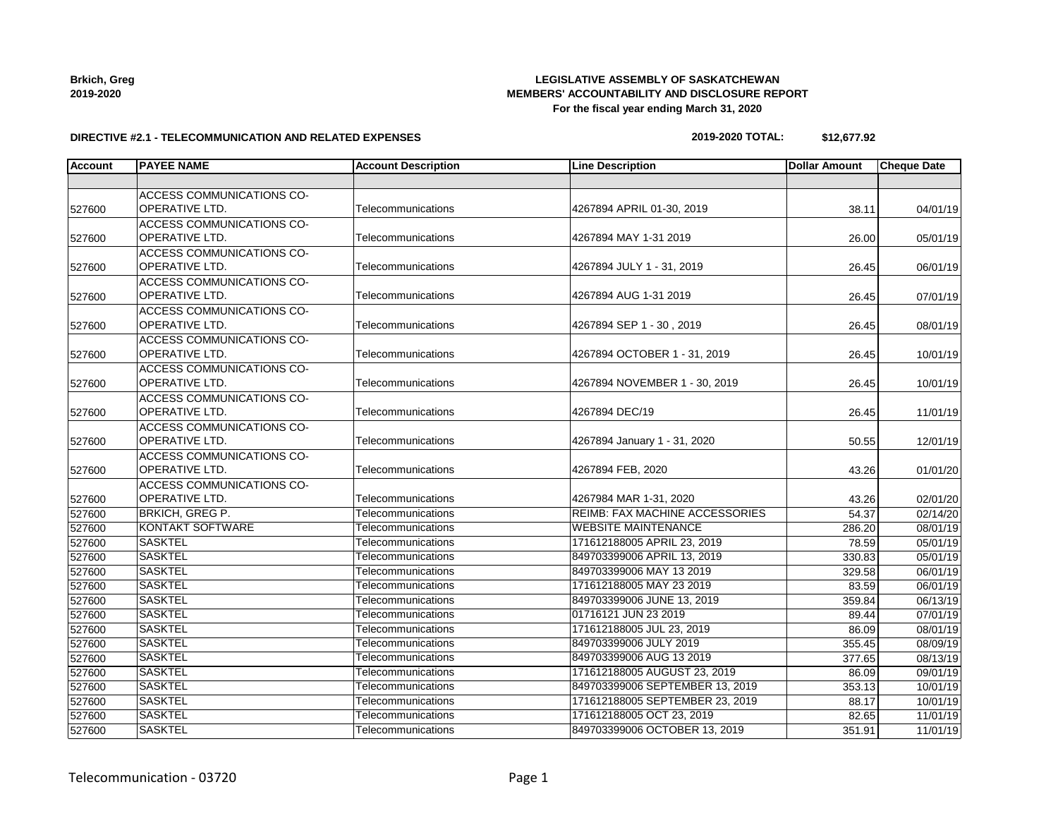**Brkich, Greg**
**2019-2020**

**LEGISLATIVE ASSEMBLY OF SASKATCHEWAN**
**MEMBERS' ACCOUNTABILITY AND DISCLOSURE REPORT**
**For the fiscal year ending March 31, 2020**

**DIRECTIVE #2.1 - TELECOMMUNICATION AND RELATED EXPENSES**

**2019-2020 TOTAL: $12,677.92**

| Account | PAYEE NAME | Account Description | Line Description | Dollar Amount | Cheque Date |
|---|---|---|---|---|---|
| | | | | | |
| 527600 | ACCESS COMMUNICATIONS CO-OPERATIVE LTD. | Telecommunications | 4267894 APRIL 01-30, 2019 | 38.11 | 04/01/19 |
| 527600 | ACCESS COMMUNICATIONS CO-OPERATIVE LTD. | Telecommunications | 4267894 MAY 1-31 2019 | 26.00 | 05/01/19 |
| 527600 | ACCESS COMMUNICATIONS CO-OPERATIVE LTD. | Telecommunications | 4267894 JULY 1 - 31, 2019 | 26.45 | 06/01/19 |
| 527600 | ACCESS COMMUNICATIONS CO-OPERATIVE LTD. | Telecommunications | 4267894 AUG 1-31 2019 | 26.45 | 07/01/19 |
| 527600 | ACCESS COMMUNICATIONS CO-OPERATIVE LTD. | Telecommunications | 4267894 SEP 1 - 30 , 2019 | 26.45 | 08/01/19 |
| 527600 | ACCESS COMMUNICATIONS CO-OPERATIVE LTD. | Telecommunications | 4267894 OCTOBER 1 - 31, 2019 | 26.45 | 10/01/19 |
| 527600 | ACCESS COMMUNICATIONS CO-OPERATIVE LTD. | Telecommunications | 4267894 NOVEMBER 1 - 30, 2019 | 26.45 | 10/01/19 |
| 527600 | ACCESS COMMUNICATIONS CO-OPERATIVE LTD. | Telecommunications | 4267894 DEC/19 | 26.45 | 11/01/19 |
| 527600 | ACCESS COMMUNICATIONS CO-OPERATIVE LTD. | Telecommunications | 4267894 January 1 - 31, 2020 | 50.55 | 12/01/19 |
| 527600 | ACCESS COMMUNICATIONS CO-OPERATIVE LTD. | Telecommunications | 4267894 FEB, 2020 | 43.26 | 01/01/20 |
| 527600 | ACCESS COMMUNICATIONS CO-OPERATIVE LTD. | Telecommunications | 4267984 MAR 1-31, 2020 | 43.26 | 02/01/20 |
| 527600 | BRKICH, GREG P. | Telecommunications | REIMB: FAX MACHINE ACCESSORIES | 54.37 | 02/14/20 |
| 527600 | KONTAKT SOFTWARE | Telecommunications | WEBSITE MAINTENANCE | 286.20 | 08/01/19 |
| 527600 | SASKTEL | Telecommunications | 171612188005 APRIL 23, 2019 | 78.59 | 05/01/19 |
| 527600 | SASKTEL | Telecommunications | 849703399006 APRIL 13, 2019 | 330.83 | 05/01/19 |
| 527600 | SASKTEL | Telecommunications | 849703399006 MAY 13 2019 | 329.58 | 06/01/19 |
| 527600 | SASKTEL | Telecommunications | 171612188005 MAY 23 2019 | 83.59 | 06/01/19 |
| 527600 | SASKTEL | Telecommunications | 849703399006 JUNE 13, 2019 | 359.84 | 06/13/19 |
| 527600 | SASKTEL | Telecommunications | 01716121 JUN 23 2019 | 89.44 | 07/01/19 |
| 527600 | SASKTEL | Telecommunications | 171612188005 JUL 23, 2019 | 86.09 | 08/01/19 |
| 527600 | SASKTEL | Telecommunications | 849703399006 JULY 2019 | 355.45 | 08/09/19 |
| 527600 | SASKTEL | Telecommunications | 849703399006 AUG 13 2019 | 377.65 | 08/13/19 |
| 527600 | SASKTEL | Telecommunications | 171612188005 AUGUST 23, 2019 | 86.09 | 09/01/19 |
| 527600 | SASKTEL | Telecommunications | 849703399006 SEPTEMBER 13, 2019 | 353.13 | 10/01/19 |
| 527600 | SASKTEL | Telecommunications | 171612188005 SEPTEMBER 23, 2019 | 88.17 | 10/01/19 |
| 527600 | SASKTEL | Telecommunications | 171612188005 OCT 23, 2019 | 82.65 | 11/01/19 |
| 527600 | SASKTEL | Telecommunications | 849703399006 OCTOBER 13, 2019 | 351.91 | 11/01/19 |

Telecommunication - 03720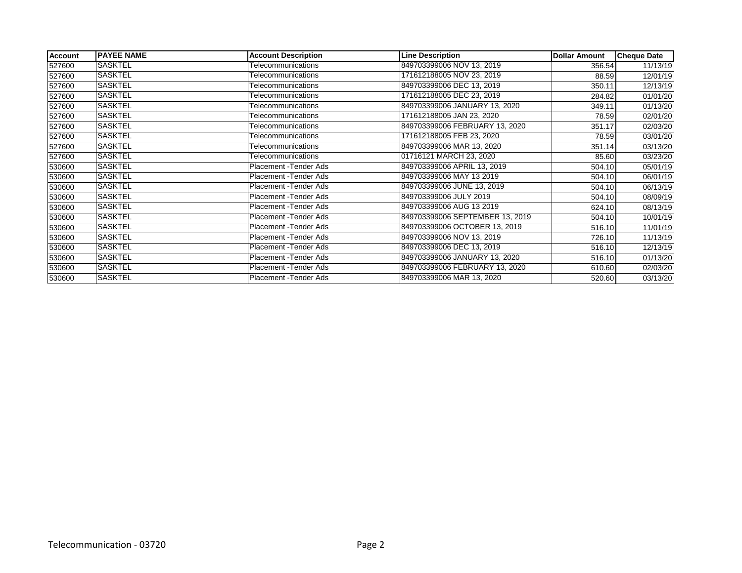| Account | PAYEE NAME | Account Description | Line Description | Dollar Amount | Cheque Date |
|---|---|---|---|---|---|
| 527600 | SASKTEL | Telecommunications | 849703399006 NOV 13, 2019 | 356.54 | 11/13/19 |
| 527600 | SASKTEL | Telecommunications | 171612188005 NOV 23, 2019 | 88.59 | 12/01/19 |
| 527600 | SASKTEL | Telecommunications | 849703399006 DEC 13, 2019 | 350.11 | 12/13/19 |
| 527600 | SASKTEL | Telecommunications | 171612188005 DEC 23, 2019 | 284.82 | 01/01/20 |
| 527600 | SASKTEL | Telecommunications | 849703399006 JANUARY 13, 2020 | 349.11 | 01/13/20 |
| 527600 | SASKTEL | Telecommunications | 171612188005 JAN 23, 2020 | 78.59 | 02/01/20 |
| 527600 | SASKTEL | Telecommunications | 849703399006 FEBRUARY 13, 2020 | 351.17 | 02/03/20 |
| 527600 | SASKTEL | Telecommunications | 171612188005 FEB 23, 2020 | 78.59 | 03/01/20 |
| 527600 | SASKTEL | Telecommunications | 849703399006 MAR 13, 2020 | 351.14 | 03/13/20 |
| 527600 | SASKTEL | Telecommunications | 01716121 MARCH 23, 2020 | 85.60 | 03/23/20 |
| 530600 | SASKTEL | Placement -Tender Ads | 849703399006 APRIL 13, 2019 | 504.10 | 05/01/19 |
| 530600 | SASKTEL | Placement -Tender Ads | 849703399006 MAY 13 2019 | 504.10 | 06/01/19 |
| 530600 | SASKTEL | Placement -Tender Ads | 849703399006 JUNE 13, 2019 | 504.10 | 06/13/19 |
| 530600 | SASKTEL | Placement -Tender Ads | 849703399006 JULY 2019 | 504.10 | 08/09/19 |
| 530600 | SASKTEL | Placement -Tender Ads | 849703399006 AUG 13 2019 | 624.10 | 08/13/19 |
| 530600 | SASKTEL | Placement -Tender Ads | 849703399006 SEPTEMBER 13, 2019 | 504.10 | 10/01/19 |
| 530600 | SASKTEL | Placement -Tender Ads | 849703399006 OCTOBER 13, 2019 | 516.10 | 11/01/19 |
| 530600 | SASKTEL | Placement -Tender Ads | 849703399006 NOV 13, 2019 | 726.10 | 11/13/19 |
| 530600 | SASKTEL | Placement -Tender Ads | 849703399006 DEC 13, 2019 | 516.10 | 12/13/19 |
| 530600 | SASKTEL | Placement -Tender Ads | 849703399006 JANUARY 13, 2020 | 516.10 | 01/13/20 |
| 530600 | SASKTEL | Placement -Tender Ads | 849703399006 FEBRUARY 13, 2020 | 610.60 | 02/03/20 |
| 530600 | SASKTEL | Placement -Tender Ads | 849703399006 MAR 13, 2020 | 520.60 | 03/13/20 |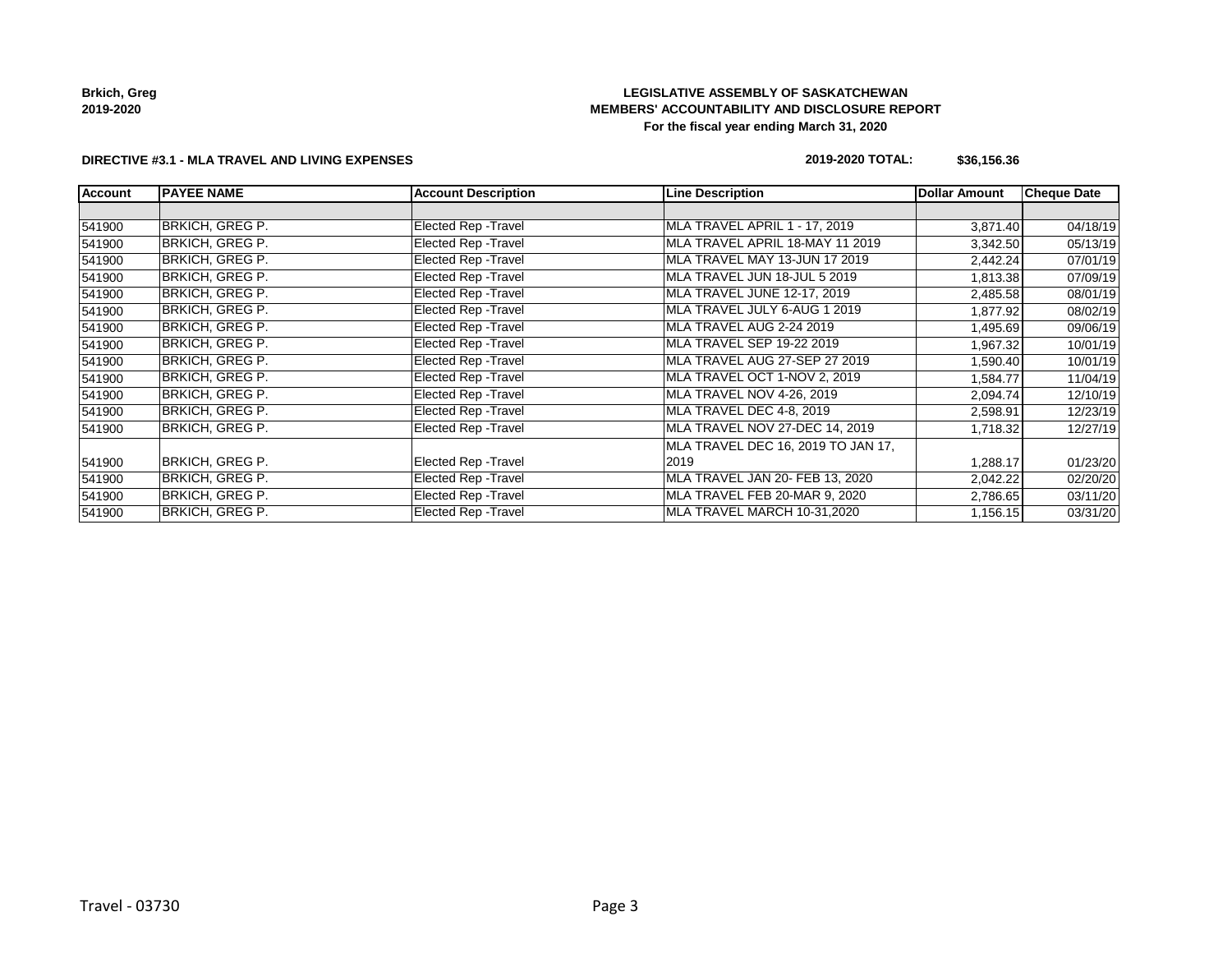**Brkich, Greg**
**2019-2020**

**LEGISLATIVE ASSEMBLY OF SASKATCHEWAN**
**MEMBERS' ACCOUNTABILITY AND DISCLOSURE REPORT**
**For the fiscal year ending March 31, 2020**

**DIRECTIVE #3.1 - MLA TRAVEL AND LIVING EXPENSES**

**2019-2020 TOTAL: $36,156.36**

| Account | PAYEE NAME | Account Description | Line Description | Dollar Amount | Cheque Date |
|---|---|---|---|---|---|
| | | | | | |
| 541900 | BRKICH, GREG P. | Elected Rep -Travel | MLA TRAVEL APRIL 1 - 17, 2019 | 3,871.40 | 04/18/19 |
| 541900 | BRKICH, GREG P. | Elected Rep -Travel | MLA TRAVEL APRIL 18-MAY 11 2019 | 3,342.50 | 05/13/19 |
| 541900 | BRKICH, GREG P. | Elected Rep -Travel | MLA TRAVEL MAY 13-JUN 17 2019 | 2,442.24 | 07/01/19 |
| 541900 | BRKICH, GREG P. | Elected Rep -Travel | MLA TRAVEL JUN 18-JUL 5 2019 | 1,813.38 | 07/09/19 |
| 541900 | BRKICH, GREG P. | Elected Rep -Travel | MLA TRAVEL JUNE 12-17, 2019 | 2,485.58 | 08/01/19 |
| 541900 | BRKICH, GREG P. | Elected Rep -Travel | MLA TRAVEL JULY 6-AUG 1 2019 | 1,877.92 | 08/02/19 |
| 541900 | BRKICH, GREG P. | Elected Rep -Travel | MLA TRAVEL AUG 2-24 2019 | 1,495.69 | 09/06/19 |
| 541900 | BRKICH, GREG P. | Elected Rep -Travel | MLA TRAVEL SEP 19-22 2019 | 1,967.32 | 10/01/19 |
| 541900 | BRKICH, GREG P. | Elected Rep -Travel | MLA TRAVEL AUG 27-SEP 27 2019 | 1,590.40 | 10/01/19 |
| 541900 | BRKICH, GREG P. | Elected Rep -Travel | MLA TRAVEL OCT 1-NOV 2, 2019 | 1,584.77 | 11/04/19 |
| 541900 | BRKICH, GREG P. | Elected Rep -Travel | MLA TRAVEL NOV 4-26, 2019 | 2,094.74 | 12/10/19 |
| 541900 | BRKICH, GREG P. | Elected Rep -Travel | MLA TRAVEL DEC 4-8, 2019 | 2,598.91 | 12/23/19 |
| 541900 | BRKICH, GREG P. | Elected Rep -Travel | MLA TRAVEL NOV 27-DEC 14, 2019 | 1,718.32 | 12/27/19 |
| 541900 | BRKICH, GREG P. | Elected Rep -Travel | MLA TRAVEL DEC 16, 2019 TO JAN 17, 2019 | 1,288.17 | 01/23/20 |
| 541900 | BRKICH, GREG P. | Elected Rep -Travel | MLA TRAVEL JAN 20- FEB 13, 2020 | 2,042.22 | 02/20/20 |
| 541900 | BRKICH, GREG P. | Elected Rep -Travel | MLA TRAVEL FEB 20-MAR 9, 2020 | 2,786.65 | 03/11/20 |
| 541900 | BRKICH, GREG P. | Elected Rep -Travel | MLA TRAVEL MARCH 10-31,2020 | 1,156.15 | 03/31/20 |

Travel - 03730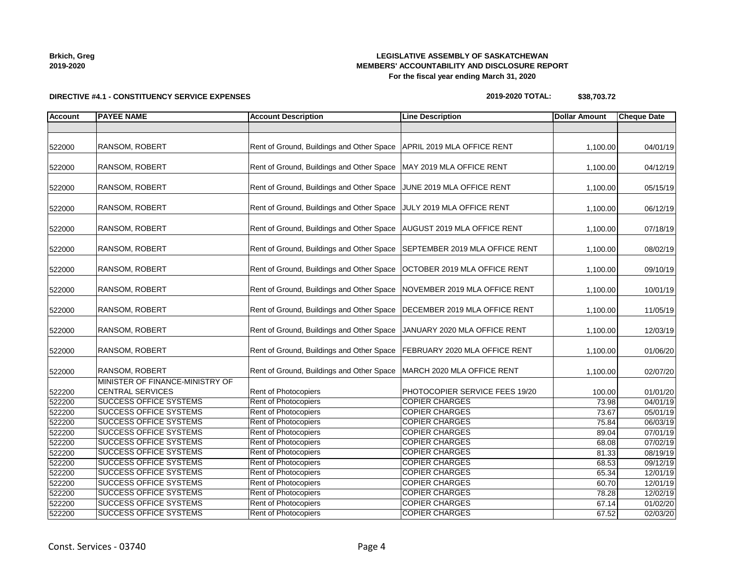**Brkich, Greg**
**2019-2020**

**LEGISLATIVE ASSEMBLY OF SASKATCHEWAN**
**MEMBERS' ACCOUNTABILITY AND DISCLOSURE REPORT**
**For the fiscal year ending March 31, 2020**

**DIRECTIVE #4.1 - CONSTITUENCY SERVICE EXPENSES**

**2019-2020 TOTAL: $38,703.72**

| Account | PAYEE NAME | Account Description | Line Description | Dollar Amount | Cheque Date |
|---|---|---|---|---|---|
| | | | | | |
| 522000 | RANSOM, ROBERT | Rent of Ground, Buildings and Other Space | APRIL 2019 MLA OFFICE RENT | 1,100.00 | 04/01/19 |
| 522000 | RANSOM, ROBERT | Rent of Ground, Buildings and Other Space | MAY 2019 MLA OFFICE RENT | 1,100.00 | 04/12/19 |
| 522000 | RANSOM, ROBERT | Rent of Ground, Buildings and Other Space | JUNE 2019 MLA OFFICE RENT | 1,100.00 | 05/15/19 |
| 522000 | RANSOM, ROBERT | Rent of Ground, Buildings and Other Space | JULY 2019 MLA OFFICE RENT | 1,100.00 | 06/12/19 |
| 522000 | RANSOM, ROBERT | Rent of Ground, Buildings and Other Space | AUGUST 2019 MLA OFFICE RENT | 1,100.00 | 07/18/19 |
| 522000 | RANSOM, ROBERT | Rent of Ground, Buildings and Other Space | SEPTEMBER 2019 MLA OFFICE RENT | 1,100.00 | 08/02/19 |
| 522000 | RANSOM, ROBERT | Rent of Ground, Buildings and Other Space | OCTOBER 2019 MLA OFFICE RENT | 1,100.00 | 09/10/19 |
| 522000 | RANSOM, ROBERT | Rent of Ground, Buildings and Other Space | NOVEMBER 2019 MLA OFFICE RENT | 1,100.00 | 10/01/19 |
| 522000 | RANSOM, ROBERT | Rent of Ground, Buildings and Other Space | DECEMBER 2019 MLA OFFICE RENT | 1,100.00 | 11/05/19 |
| 522000 | RANSOM, ROBERT | Rent of Ground, Buildings and Other Space | JANUARY 2020 MLA OFFICE RENT | 1,100.00 | 12/03/19 |
| 522000 | RANSOM, ROBERT | Rent of Ground, Buildings and Other Space | FEBRUARY 2020 MLA OFFICE RENT | 1,100.00 | 01/06/20 |
| 522000 | RANSOM, ROBERT | Rent of Ground, Buildings and Other Space | MARCH 2020 MLA OFFICE RENT | 1,100.00 | 02/07/20 |
| 522200 | MINISTER OF FINANCE-MINISTRY OF CENTRAL SERVICES | Rent of Photocopiers | PHOTOCOPIER SERVICE FEES 19/20 | 100.00 | 01/01/20 |
| 522200 | SUCCESS OFFICE SYSTEMS | Rent of Photocopiers | COPIER CHARGES | 73.98 | 04/01/19 |
| 522200 | SUCCESS OFFICE SYSTEMS | Rent of Photocopiers | COPIER CHARGES | 73.67 | 05/01/19 |
| 522200 | SUCCESS OFFICE SYSTEMS | Rent of Photocopiers | COPIER CHARGES | 75.84 | 06/03/19 |
| 522200 | SUCCESS OFFICE SYSTEMS | Rent of Photocopiers | COPIER CHARGES | 89.04 | 07/01/19 |
| 522200 | SUCCESS OFFICE SYSTEMS | Rent of Photocopiers | COPIER CHARGES | 68.08 | 07/02/19 |
| 522200 | SUCCESS OFFICE SYSTEMS | Rent of Photocopiers | COPIER CHARGES | 81.33 | 08/19/19 |
| 522200 | SUCCESS OFFICE SYSTEMS | Rent of Photocopiers | COPIER CHARGES | 68.53 | 09/12/19 |
| 522200 | SUCCESS OFFICE SYSTEMS | Rent of Photocopiers | COPIER CHARGES | 65.34 | 12/01/19 |
| 522200 | SUCCESS OFFICE SYSTEMS | Rent of Photocopiers | COPIER CHARGES | 60.70 | 12/01/19 |
| 522200 | SUCCESS OFFICE SYSTEMS | Rent of Photocopiers | COPIER CHARGES | 78.28 | 12/02/19 |
| 522200 | SUCCESS OFFICE SYSTEMS | Rent of Photocopiers | COPIER CHARGES | 67.14 | 01/02/20 |
| 522200 | SUCCESS OFFICE SYSTEMS | Rent of Photocopiers | COPIER CHARGES | 67.52 | 02/03/20 |

Const. Services - 03740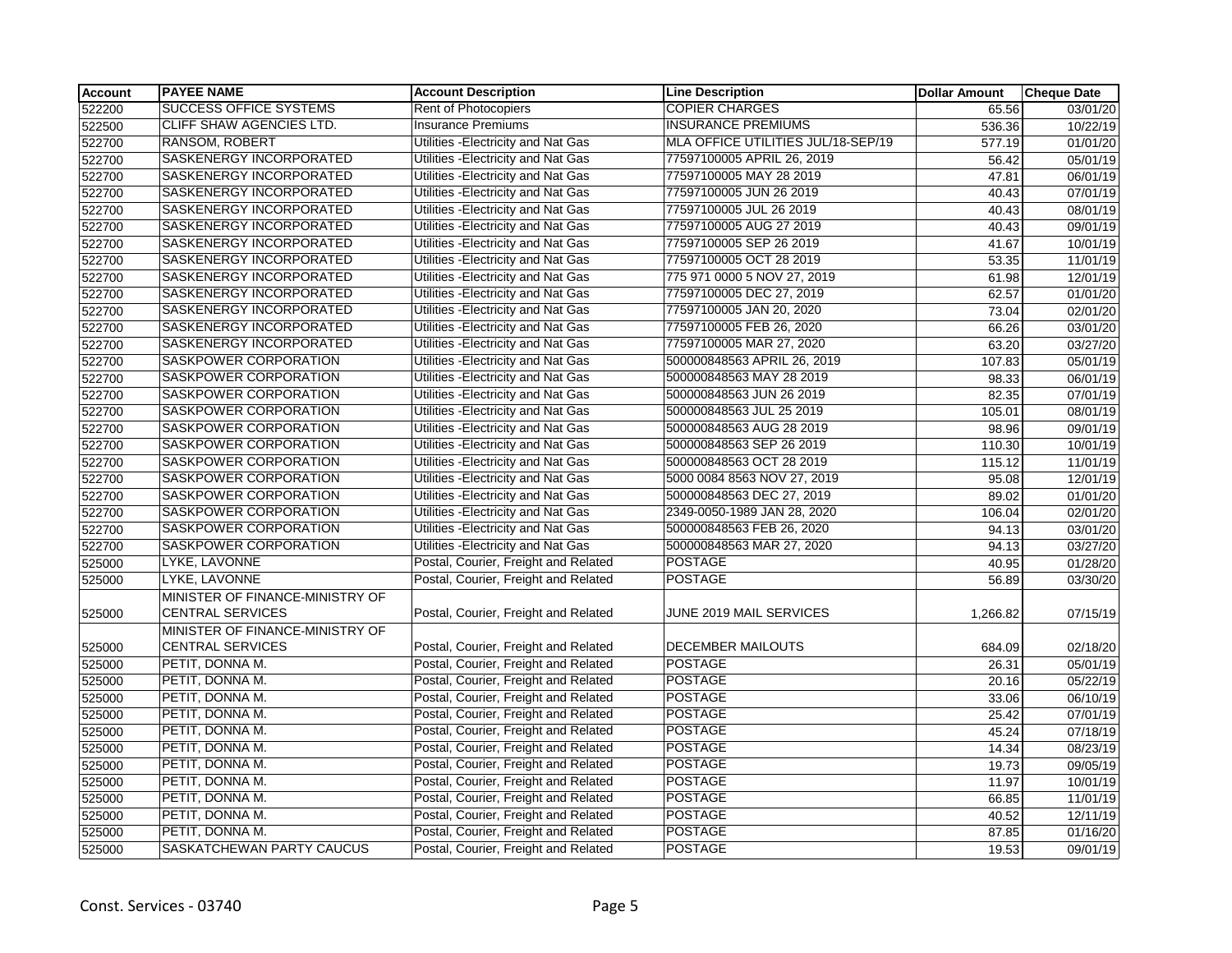| Account | PAYEE NAME | Account Description | Line Description | Dollar Amount | Cheque Date |
|---|---|---|---|---|---|
| 522200 | SUCCESS OFFICE SYSTEMS | Rent of Photocopiers | COPIER CHARGES | 65.56 | 03/01/20 |
| 522500 | CLIFF SHAW AGENCIES LTD. | Insurance Premiums | INSURANCE PREMIUMS | 536.36 | 10/22/19 |
| 522700 | RANSOM, ROBERT | Utilities -Electricity and Nat Gas | MLA OFFICE UTILITIES JUL/18-SEP/19 | 577.19 | 01/01/20 |
| 522700 | SASKENERGY INCORPORATED | Utilities -Electricity and Nat Gas | 77597100005 APRIL 26, 2019 | 56.42 | 05/01/19 |
| 522700 | SASKENERGY INCORPORATED | Utilities -Electricity and Nat Gas | 77597100005 MAY 28 2019 | 47.81 | 06/01/19 |
| 522700 | SASKENERGY INCORPORATED | Utilities -Electricity and Nat Gas | 77597100005 JUN 26 2019 | 40.43 | 07/01/19 |
| 522700 | SASKENERGY INCORPORATED | Utilities -Electricity and Nat Gas | 77597100005 JUL 26 2019 | 40.43 | 08/01/19 |
| 522700 | SASKENERGY INCORPORATED | Utilities -Electricity and Nat Gas | 77597100005 AUG 27 2019 | 40.43 | 09/01/19 |
| 522700 | SASKENERGY INCORPORATED | Utilities -Electricity and Nat Gas | 77597100005 SEP 26 2019 | 41.67 | 10/01/19 |
| 522700 | SASKENERGY INCORPORATED | Utilities -Electricity and Nat Gas | 77597100005 OCT 28 2019 | 53.35 | 11/01/19 |
| 522700 | SASKENERGY INCORPORATED | Utilities -Electricity and Nat Gas | 775 971 0000 5 NOV 27, 2019 | 61.98 | 12/01/19 |
| 522700 | SASKENERGY INCORPORATED | Utilities -Electricity and Nat Gas | 77597100005 DEC 27, 2019 | 62.57 | 01/01/20 |
| 522700 | SASKENERGY INCORPORATED | Utilities -Electricity and Nat Gas | 77597100005 JAN 20, 2020 | 73.04 | 02/01/20 |
| 522700 | SASKENERGY INCORPORATED | Utilities -Electricity and Nat Gas | 77597100005 FEB 26, 2020 | 66.26 | 03/01/20 |
| 522700 | SASKENERGY INCORPORATED | Utilities -Electricity and Nat Gas | 77597100005 MAR 27, 2020 | 63.20 | 03/27/20 |
| 522700 | SASKPOWER CORPORATION | Utilities -Electricity and Nat Gas | 500000848563 APRIL 26, 2019 | 107.83 | 05/01/19 |
| 522700 | SASKPOWER CORPORATION | Utilities -Electricity and Nat Gas | 500000848563 MAY 28 2019 | 98.33 | 06/01/19 |
| 522700 | SASKPOWER CORPORATION | Utilities -Electricity and Nat Gas | 500000848563 JUN 26 2019 | 82.35 | 07/01/19 |
| 522700 | SASKPOWER CORPORATION | Utilities -Electricity and Nat Gas | 500000848563 JUL 25 2019 | 105.01 | 08/01/19 |
| 522700 | SASKPOWER CORPORATION | Utilities -Electricity and Nat Gas | 500000848563 AUG 28 2019 | 98.96 | 09/01/19 |
| 522700 | SASKPOWER CORPORATION | Utilities -Electricity and Nat Gas | 500000848563 SEP 26 2019 | 110.30 | 10/01/19 |
| 522700 | SASKPOWER CORPORATION | Utilities -Electricity and Nat Gas | 500000848563 OCT 28 2019 | 115.12 | 11/01/19 |
| 522700 | SASKPOWER CORPORATION | Utilities -Electricity and Nat Gas | 5000 0084 8563 NOV 27, 2019 | 95.08 | 12/01/19 |
| 522700 | SASKPOWER CORPORATION | Utilities -Electricity and Nat Gas | 500000848563 DEC 27, 2019 | 89.02 | 01/01/20 |
| 522700 | SASKPOWER CORPORATION | Utilities -Electricity and Nat Gas | 2349-0050-1989 JAN 28, 2020 | 106.04 | 02/01/20 |
| 522700 | SASKPOWER CORPORATION | Utilities -Electricity and Nat Gas | 500000848563 FEB 26, 2020 | 94.13 | 03/01/20 |
| 522700 | SASKPOWER CORPORATION | Utilities -Electricity and Nat Gas | 500000848563 MAR 27, 2020 | 94.13 | 03/27/20 |
| 525000 | LYKE, LAVONNE | Postal, Courier, Freight and Related | POSTAGE | 40.95 | 01/28/20 |
| 525000 | LYKE, LAVONNE | Postal, Courier, Freight and Related | POSTAGE | 56.89 | 03/30/20 |
| 525000 | MINISTER OF FINANCE-MINISTRY OF CENTRAL SERVICES | Postal, Courier, Freight and Related | JUNE 2019 MAIL SERVICES | 1,266.82 | 07/15/19 |
| 525000 | MINISTER OF FINANCE-MINISTRY OF CENTRAL SERVICES | Postal, Courier, Freight and Related | DECEMBER MAILOUTS | 684.09 | 02/18/20 |
| 525000 | PETIT, DONNA M. | Postal, Courier, Freight and Related | POSTAGE | 26.31 | 05/01/19 |
| 525000 | PETIT, DONNA M. | Postal, Courier, Freight and Related | POSTAGE | 20.16 | 05/22/19 |
| 525000 | PETIT, DONNA M. | Postal, Courier, Freight and Related | POSTAGE | 33.06 | 06/10/19 |
| 525000 | PETIT, DONNA M. | Postal, Courier, Freight and Related | POSTAGE | 25.42 | 07/01/19 |
| 525000 | PETIT, DONNA M. | Postal, Courier, Freight and Related | POSTAGE | 45.24 | 07/18/19 |
| 525000 | PETIT, DONNA M. | Postal, Courier, Freight and Related | POSTAGE | 14.34 | 08/23/19 |
| 525000 | PETIT, DONNA M. | Postal, Courier, Freight and Related | POSTAGE | 19.73 | 09/05/19 |
| 525000 | PETIT, DONNA M. | Postal, Courier, Freight and Related | POSTAGE | 11.97 | 10/01/19 |
| 525000 | PETIT, DONNA M. | Postal, Courier, Freight and Related | POSTAGE | 66.85 | 11/01/19 |
| 525000 | PETIT, DONNA M. | Postal, Courier, Freight and Related | POSTAGE | 40.52 | 12/11/19 |
| 525000 | PETIT, DONNA M. | Postal, Courier, Freight and Related | POSTAGE | 87.85 | 01/16/20 |
| 525000 | SASKATCHEWAN PARTY CAUCUS | Postal, Courier, Freight and Related | POSTAGE | 19.53 | 09/01/19 |

Const. Services - 03740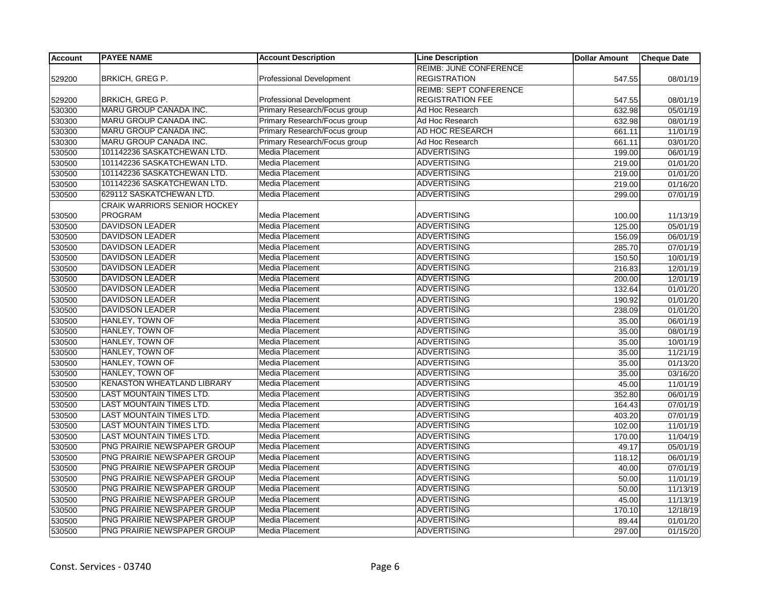| Account | PAYEE NAME | Account Description | Line Description | Dollar Amount | Cheque Date |
|---|---|---|---|---|---|
| 529200 | BRKICH, GREG P. | Professional Development | REIMB: JUNE CONFERENCE REGISTRATION | 547.55 | 08/01/19 |
| 529200 | BRKICH, GREG P. | Professional Development | REIMB: SEPT CONFERENCE REGISTRATION FEE | 547.55 | 08/01/19 |
| 530300 | MARU GROUP CANADA INC. | Primary Research/Focus group | Ad Hoc Research | 632.98 | 05/01/19 |
| 530300 | MARU GROUP CANADA INC. | Primary Research/Focus group | Ad Hoc Research | 632.98 | 08/01/19 |
| 530300 | MARU GROUP CANADA INC. | Primary Research/Focus group | AD HOC RESEARCH | 661.11 | 11/01/19 |
| 530300 | MARU GROUP CANADA INC. | Primary Research/Focus group | Ad Hoc Research | 661.11 | 03/01/20 |
| 530500 | 101142236 SASKATCHEWAN LTD. | Media Placement | ADVERTISING | 199.00 | 06/01/19 |
| 530500 | 101142236 SASKATCHEWAN LTD. | Media Placement | ADVERTISING | 219.00 | 01/01/20 |
| 530500 | 101142236 SASKATCHEWAN LTD. | Media Placement | ADVERTISING | 219.00 | 01/01/20 |
| 530500 | 101142236 SASKATCHEWAN LTD. | Media Placement | ADVERTISING | 219.00 | 01/16/20 |
| 530500 | 629112 SASKATCHEWAN LTD. | Media Placement | ADVERTISING | 299.00 | 07/01/19 |
| 530500 | CRAIK WARRIORS SENIOR HOCKEY PROGRAM | Media Placement | ADVERTISING | 100.00 | 11/13/19 |
| 530500 | DAVIDSON LEADER | Media Placement | ADVERTISING | 125.00 | 05/01/19 |
| 530500 | DAVIDSON LEADER | Media Placement | ADVERTISING | 156.09 | 06/01/19 |
| 530500 | DAVIDSON LEADER | Media Placement | ADVERTISING | 285.70 | 07/01/19 |
| 530500 | DAVIDSON LEADER | Media Placement | ADVERTISING | 150.50 | 10/01/19 |
| 530500 | DAVIDSON LEADER | Media Placement | ADVERTISING | 216.83 | 12/01/19 |
| 530500 | DAVIDSON LEADER | Media Placement | ADVERTISING | 200.00 | 12/01/19 |
| 530500 | DAVIDSON LEADER | Media Placement | ADVERTISING | 132.64 | 01/01/20 |
| 530500 | DAVIDSON LEADER | Media Placement | ADVERTISING | 190.92 | 01/01/20 |
| 530500 | DAVIDSON LEADER | Media Placement | ADVERTISING | 238.09 | 01/01/20 |
| 530500 | HANLEY, TOWN OF | Media Placement | ADVERTISING | 35.00 | 06/01/19 |
| 530500 | HANLEY, TOWN OF | Media Placement | ADVERTISING | 35.00 | 08/01/19 |
| 530500 | HANLEY, TOWN OF | Media Placement | ADVERTISING | 35.00 | 10/01/19 |
| 530500 | HANLEY, TOWN OF | Media Placement | ADVERTISING | 35.00 | 11/21/19 |
| 530500 | HANLEY, TOWN OF | Media Placement | ADVERTISING | 35.00 | 01/13/20 |
| 530500 | HANLEY, TOWN OF | Media Placement | ADVERTISING | 35.00 | 03/16/20 |
| 530500 | KENASTON WHEATLAND LIBRARY | Media Placement | ADVERTISING | 45.00 | 11/01/19 |
| 530500 | LAST MOUNTAIN TIMES LTD. | Media Placement | ADVERTISING | 352.80 | 06/01/19 |
| 530500 | LAST MOUNTAIN TIMES LTD. | Media Placement | ADVERTISING | 164.43 | 07/01/19 |
| 530500 | LAST MOUNTAIN TIMES LTD. | Media Placement | ADVERTISING | 403.20 | 07/01/19 |
| 530500 | LAST MOUNTAIN TIMES LTD. | Media Placement | ADVERTISING | 102.00 | 11/01/19 |
| 530500 | LAST MOUNTAIN TIMES LTD. | Media Placement | ADVERTISING | 170.00 | 11/04/19 |
| 530500 | PNG PRAIRIE NEWSPAPER GROUP | Media Placement | ADVERTISING | 49.17 | 05/01/19 |
| 530500 | PNG PRAIRIE NEWSPAPER GROUP | Media Placement | ADVERTISING | 118.12 | 06/01/19 |
| 530500 | PNG PRAIRIE NEWSPAPER GROUP | Media Placement | ADVERTISING | 40.00 | 07/01/19 |
| 530500 | PNG PRAIRIE NEWSPAPER GROUP | Media Placement | ADVERTISING | 50.00 | 11/01/19 |
| 530500 | PNG PRAIRIE NEWSPAPER GROUP | Media Placement | ADVERTISING | 50.00 | 11/13/19 |
| 530500 | PNG PRAIRIE NEWSPAPER GROUP | Media Placement | ADVERTISING | 45.00 | 11/13/19 |
| 530500 | PNG PRAIRIE NEWSPAPER GROUP | Media Placement | ADVERTISING | 170.10 | 12/18/19 |
| 530500 | PNG PRAIRIE NEWSPAPER GROUP | Media Placement | ADVERTISING | 89.44 | 01/01/20 |
| 530500 | PNG PRAIRIE NEWSPAPER GROUP | Media Placement | ADVERTISING | 297.00 | 01/15/20 |

Const. Services - 03740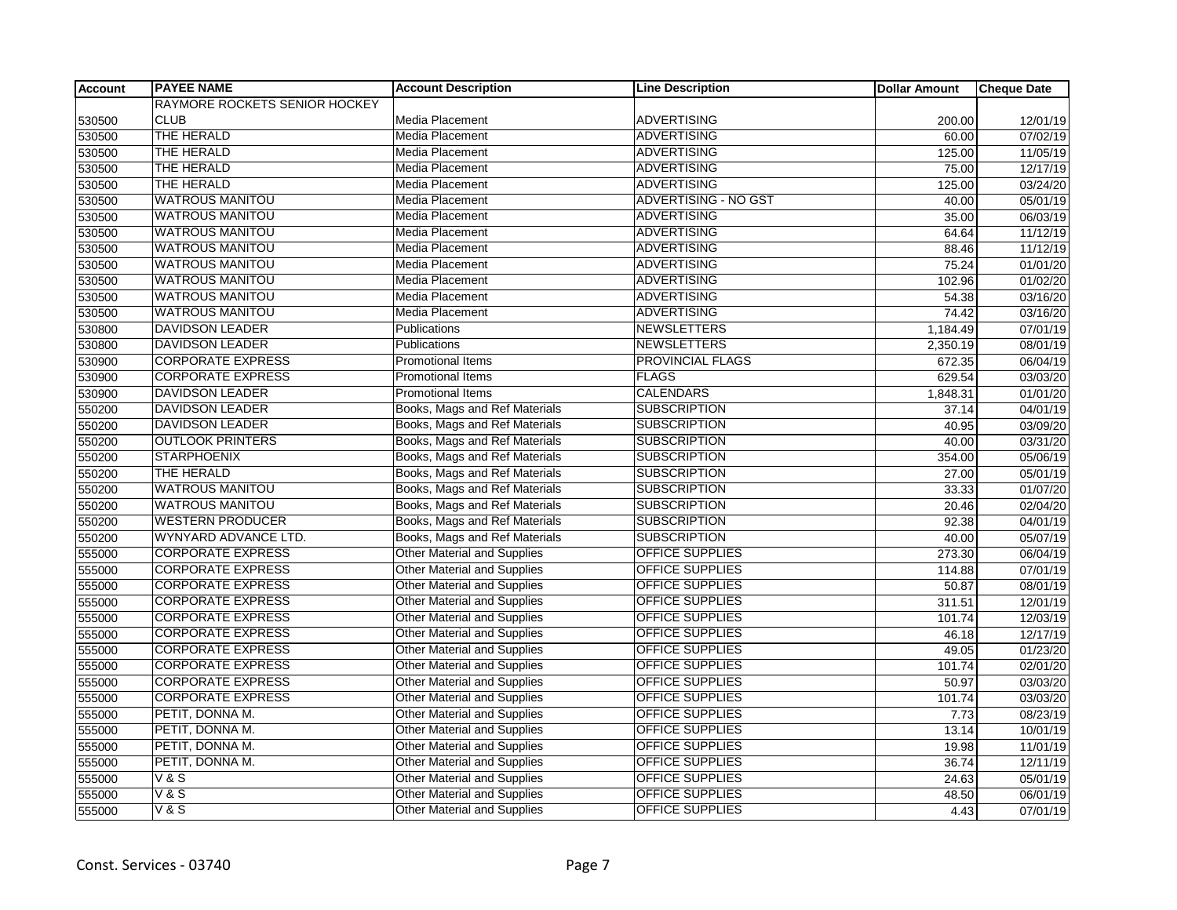| Account | PAYEE NAME | Account Description | Line Description | Dollar Amount | Cheque Date |
|---|---|---|---|---|---|
| 530500 | RAYMORE ROCKETS SENIOR HOCKEY CLUB | Media Placement | ADVERTISING | 200.00 | 12/01/19 |
| 530500 | THE HERALD | Media Placement | ADVERTISING | 60.00 | 07/02/19 |
| 530500 | THE HERALD | Media Placement | ADVERTISING | 125.00 | 11/05/19 |
| 530500 | THE HERALD | Media Placement | ADVERTISING | 75.00 | 12/17/19 |
| 530500 | THE HERALD | Media Placement | ADVERTISING | 125.00 | 03/24/20 |
| 530500 | WATROUS MANITOU | Media Placement | ADVERTISING - NO GST | 40.00 | 05/01/19 |
| 530500 | WATROUS MANITOU | Media Placement | ADVERTISING | 35.00 | 06/03/19 |
| 530500 | WATROUS MANITOU | Media Placement | ADVERTISING | 64.64 | 11/12/19 |
| 530500 | WATROUS MANITOU | Media Placement | ADVERTISING | 88.46 | 11/12/19 |
| 530500 | WATROUS MANITOU | Media Placement | ADVERTISING | 75.24 | 01/01/20 |
| 530500 | WATROUS MANITOU | Media Placement | ADVERTISING | 102.96 | 01/02/20 |
| 530500 | WATROUS MANITOU | Media Placement | ADVERTISING | 54.38 | 03/16/20 |
| 530500 | WATROUS MANITOU | Media Placement | ADVERTISING | 74.42 | 03/16/20 |
| 530800 | DAVIDSON LEADER | Publications | NEWSLETTERS | 1,184.49 | 07/01/19 |
| 530800 | DAVIDSON LEADER | Publications | NEWSLETTERS | 2,350.19 | 08/01/19 |
| 530900 | CORPORATE EXPRESS | Promotional Items | PROVINCIAL FLAGS | 672.35 | 06/04/19 |
| 530900 | CORPORATE EXPRESS | Promotional Items | FLAGS | 629.54 | 03/03/20 |
| 530900 | DAVIDSON LEADER | Promotional Items | CALENDARS | 1,848.31 | 01/01/20 |
| 550200 | DAVIDSON LEADER | Books, Mags and Ref Materials | SUBSCRIPTION | 37.14 | 04/01/19 |
| 550200 | DAVIDSON LEADER | Books, Mags and Ref Materials | SUBSCRIPTION | 40.95 | 03/09/20 |
| 550200 | OUTLOOK PRINTERS | Books, Mags and Ref Materials | SUBSCRIPTION | 40.00 | 03/31/20 |
| 550200 | STARPHOENIX | Books, Mags and Ref Materials | SUBSCRIPTION | 354.00 | 05/06/19 |
| 550200 | THE HERALD | Books, Mags and Ref Materials | SUBSCRIPTION | 27.00 | 05/01/19 |
| 550200 | WATROUS MANITOU | Books, Mags and Ref Materials | SUBSCRIPTION | 33.33 | 01/07/20 |
| 550200 | WATROUS MANITOU | Books, Mags and Ref Materials | SUBSCRIPTION | 20.46 | 02/04/20 |
| 550200 | WESTERN PRODUCER | Books, Mags and Ref Materials | SUBSCRIPTION | 92.38 | 04/01/19 |
| 550200 | WYNYARD ADVANCE LTD. | Books, Mags and Ref Materials | SUBSCRIPTION | 40.00 | 05/07/19 |
| 555000 | CORPORATE EXPRESS | Other Material and Supplies | OFFICE SUPPLIES | 273.30 | 06/04/19 |
| 555000 | CORPORATE EXPRESS | Other Material and Supplies | OFFICE SUPPLIES | 114.88 | 07/01/19 |
| 555000 | CORPORATE EXPRESS | Other Material and Supplies | OFFICE SUPPLIES | 50.87 | 08/01/19 |
| 555000 | CORPORATE EXPRESS | Other Material and Supplies | OFFICE SUPPLIES | 311.51 | 12/01/19 |
| 555000 | CORPORATE EXPRESS | Other Material and Supplies | OFFICE SUPPLIES | 101.74 | 12/03/19 |
| 555000 | CORPORATE EXPRESS | Other Material and Supplies | OFFICE SUPPLIES | 46.18 | 12/17/19 |
| 555000 | CORPORATE EXPRESS | Other Material and Supplies | OFFICE SUPPLIES | 49.05 | 01/23/20 |
| 555000 | CORPORATE EXPRESS | Other Material and Supplies | OFFICE SUPPLIES | 101.74 | 02/01/20 |
| 555000 | CORPORATE EXPRESS | Other Material and Supplies | OFFICE SUPPLIES | 50.97 | 03/03/20 |
| 555000 | CORPORATE EXPRESS | Other Material and Supplies | OFFICE SUPPLIES | 101.74 | 03/03/20 |
| 555000 | PETIT, DONNA M. | Other Material and Supplies | OFFICE SUPPLIES | 7.73 | 08/23/19 |
| 555000 | PETIT, DONNA M. | Other Material and Supplies | OFFICE SUPPLIES | 13.14 | 10/01/19 |
| 555000 | PETIT, DONNA M. | Other Material and Supplies | OFFICE SUPPLIES | 19.98 | 11/01/19 |
| 555000 | PETIT, DONNA M. | Other Material and Supplies | OFFICE SUPPLIES | 36.74 | 12/11/19 |
| 555000 | V & S | Other Material and Supplies | OFFICE SUPPLIES | 24.63 | 05/01/19 |
| 555000 | V & S | Other Material and Supplies | OFFICE SUPPLIES | 48.50 | 06/01/19 |
| 555000 | V & S | Other Material and Supplies | OFFICE SUPPLIES | 4.43 | 07/01/19 |

Const. Services - 03740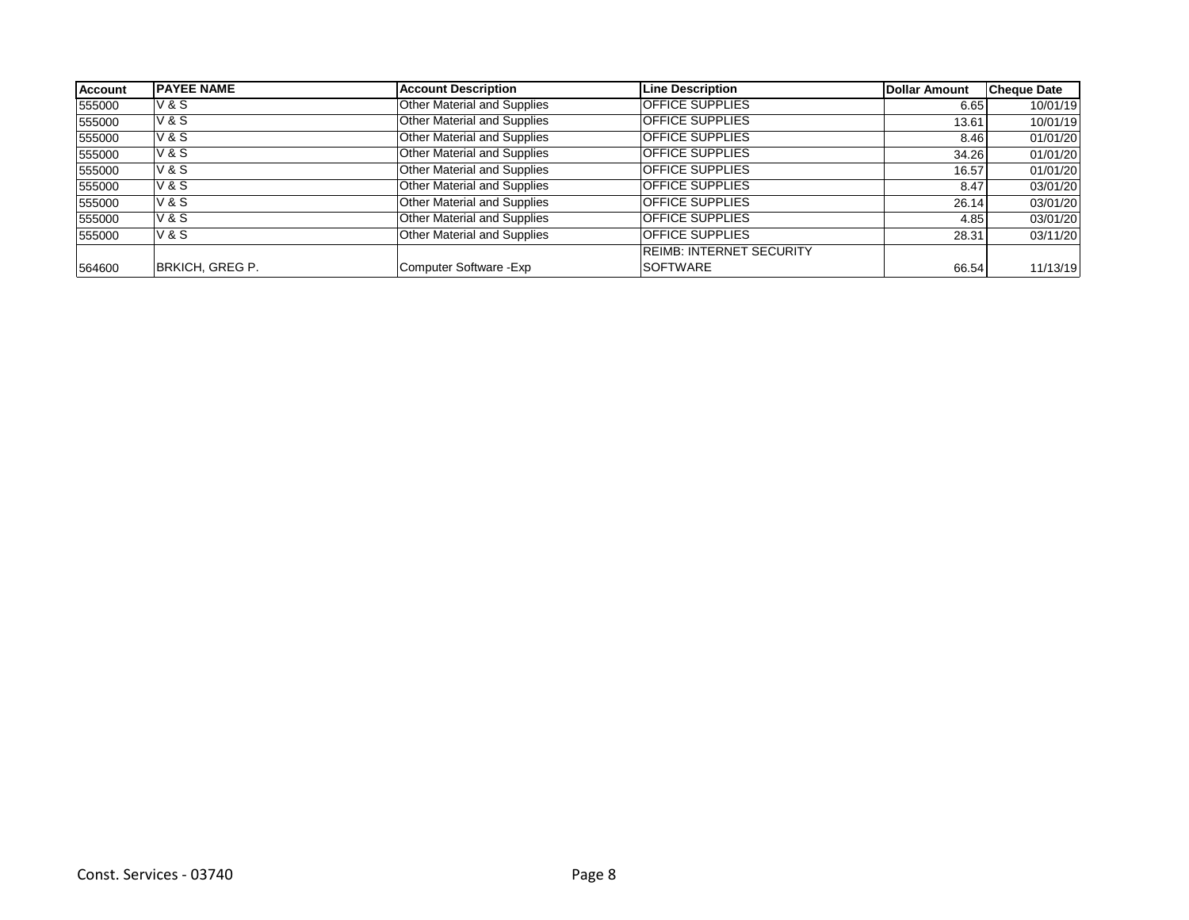| Account | PAYEE NAME | Account Description | Line Description | Dollar Amount | Cheque Date |
|---|---|---|---|---|---|
| 555000 | V & S | Other Material and Supplies | OFFICE SUPPLIES | 6.65 | 10/01/19 |
| 555000 | V & S | Other Material and Supplies | OFFICE SUPPLIES | 13.61 | 10/01/19 |
| 555000 | V & S | Other Material and Supplies | OFFICE SUPPLIES | 8.46 | 01/01/20 |
| 555000 | V & S | Other Material and Supplies | OFFICE SUPPLIES | 34.26 | 01/01/20 |
| 555000 | V & S | Other Material and Supplies | OFFICE SUPPLIES | 16.57 | 01/01/20 |
| 555000 | V & S | Other Material and Supplies | OFFICE SUPPLIES | 8.47 | 03/01/20 |
| 555000 | V & S | Other Material and Supplies | OFFICE SUPPLIES | 26.14 | 03/01/20 |
| 555000 | V & S | Other Material and Supplies | OFFICE SUPPLIES | 4.85 | 03/01/20 |
| 555000 | V & S | Other Material and Supplies | OFFICE SUPPLIES | 28.31 | 03/11/20 |
| 564600 | BRKICH, GREG P. | Computer Software -Exp | REIMB: INTERNET SECURITY SOFTWARE | 66.54 | 11/13/19 |

Const. Services - 03740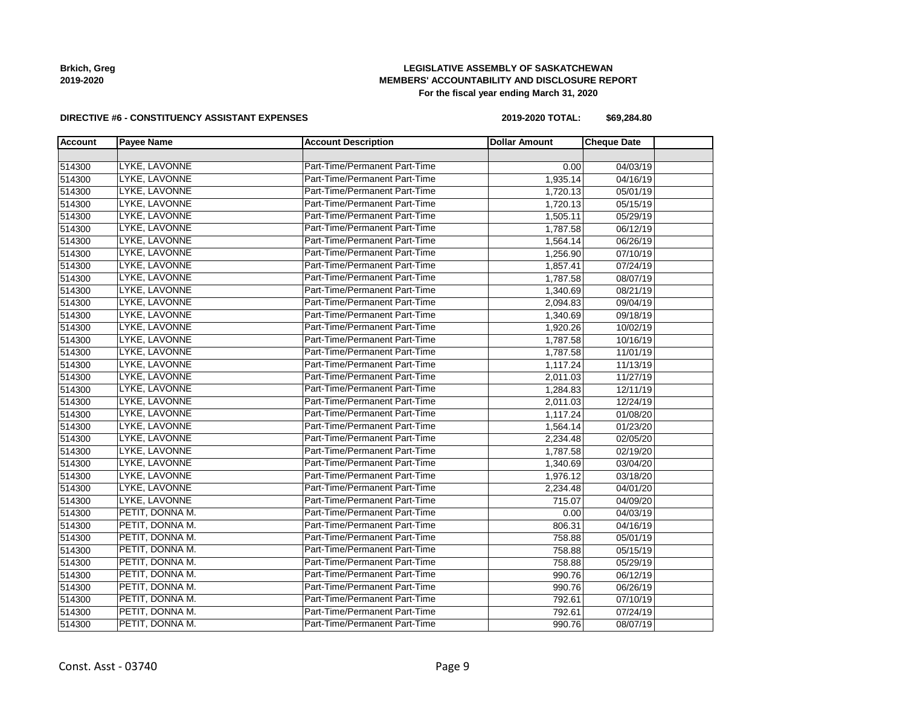**Brkich, Greg**
**2019-2020**

**LEGISLATIVE ASSEMBLY OF SASKATCHEWAN**
**MEMBERS' ACCOUNTABILITY AND DISCLOSURE REPORT**
**For the fiscal year ending March 31, 2020**

**DIRECTIVE #6 - CONSTITUENCY ASSISTANT EXPENSES**

**2019-2020 TOTAL: $69,284.80**

| Account | Payee Name | Account Description | Dollar Amount | Cheque Date | |
|---|---|---|---|---|---|
| | | | | | |
| 514300 | LYKE, LAVONNE | Part-Time/Permanent Part-Time | 0.00 | 04/03/19 | |
| 514300 | LYKE, LAVONNE | Part-Time/Permanent Part-Time | 1,935.14 | 04/16/19 | |
| 514300 | LYKE, LAVONNE | Part-Time/Permanent Part-Time | 1,720.13 | 05/01/19 | |
| 514300 | LYKE, LAVONNE | Part-Time/Permanent Part-Time | 1,720.13 | 05/15/19 | |
| 514300 | LYKE, LAVONNE | Part-Time/Permanent Part-Time | 1,505.11 | 05/29/19 | |
| 514300 | LYKE, LAVONNE | Part-Time/Permanent Part-Time | 1,787.58 | 06/12/19 | |
| 514300 | LYKE, LAVONNE | Part-Time/Permanent Part-Time | 1,564.14 | 06/26/19 | |
| 514300 | LYKE, LAVONNE | Part-Time/Permanent Part-Time | 1,256.90 | 07/10/19 | |
| 514300 | LYKE, LAVONNE | Part-Time/Permanent Part-Time | 1,857.41 | 07/24/19 | |
| 514300 | LYKE, LAVONNE | Part-Time/Permanent Part-Time | 1,787.58 | 08/07/19 | |
| 514300 | LYKE, LAVONNE | Part-Time/Permanent Part-Time | 1,340.69 | 08/21/19 | |
| 514300 | LYKE, LAVONNE | Part-Time/Permanent Part-Time | 2,094.83 | 09/04/19 | |
| 514300 | LYKE, LAVONNE | Part-Time/Permanent Part-Time | 1,340.69 | 09/18/19 | |
| 514300 | LYKE, LAVONNE | Part-Time/Permanent Part-Time | 1,920.26 | 10/02/19 | |
| 514300 | LYKE, LAVONNE | Part-Time/Permanent Part-Time | 1,787.58 | 10/16/19 | |
| 514300 | LYKE, LAVONNE | Part-Time/Permanent Part-Time | 1,787.58 | 11/01/19 | |
| 514300 | LYKE, LAVONNE | Part-Time/Permanent Part-Time | 1,117.24 | 11/13/19 | |
| 514300 | LYKE, LAVONNE | Part-Time/Permanent Part-Time | 2,011.03 | 11/27/19 | |
| 514300 | LYKE, LAVONNE | Part-Time/Permanent Part-Time | 1,284.83 | 12/11/19 | |
| 514300 | LYKE, LAVONNE | Part-Time/Permanent Part-Time | 2,011.03 | 12/24/19 | |
| 514300 | LYKE, LAVONNE | Part-Time/Permanent Part-Time | 1,117.24 | 01/08/20 | |
| 514300 | LYKE, LAVONNE | Part-Time/Permanent Part-Time | 1,564.14 | 01/23/20 | |
| 514300 | LYKE, LAVONNE | Part-Time/Permanent Part-Time | 2,234.48 | 02/05/20 | |
| 514300 | LYKE, LAVONNE | Part-Time/Permanent Part-Time | 1,787.58 | 02/19/20 | |
| 514300 | LYKE, LAVONNE | Part-Time/Permanent Part-Time | 1,340.69 | 03/04/20 | |
| 514300 | LYKE, LAVONNE | Part-Time/Permanent Part-Time | 1,976.12 | 03/18/20 | |
| 514300 | LYKE, LAVONNE | Part-Time/Permanent Part-Time | 2,234.48 | 04/01/20 | |
| 514300 | LYKE, LAVONNE | Part-Time/Permanent Part-Time | 715.07 | 04/09/20 | |
| 514300 | PETIT, DONNA M. | Part-Time/Permanent Part-Time | 0.00 | 04/03/19 | |
| 514300 | PETIT, DONNA M. | Part-Time/Permanent Part-Time | 806.31 | 04/16/19 | |
| 514300 | PETIT, DONNA M. | Part-Time/Permanent Part-Time | 758.88 | 05/01/19 | |
| 514300 | PETIT, DONNA M. | Part-Time/Permanent Part-Time | 758.88 | 05/15/19 | |
| 514300 | PETIT, DONNA M. | Part-Time/Permanent Part-Time | 758.88 | 05/29/19 | |
| 514300 | PETIT, DONNA M. | Part-Time/Permanent Part-Time | 990.76 | 06/12/19 | |
| 514300 | PETIT, DONNA M. | Part-Time/Permanent Part-Time | 990.76 | 06/26/19 | |
| 514300 | PETIT, DONNA M. | Part-Time/Permanent Part-Time | 792.61 | 07/10/19 | |
| 514300 | PETIT, DONNA M. | Part-Time/Permanent Part-Time | 792.61 | 07/24/19 | |
| 514300 | PETIT, DONNA M. | Part-Time/Permanent Part-Time | 990.76 | 08/07/19 | |

Const. Asst - 03740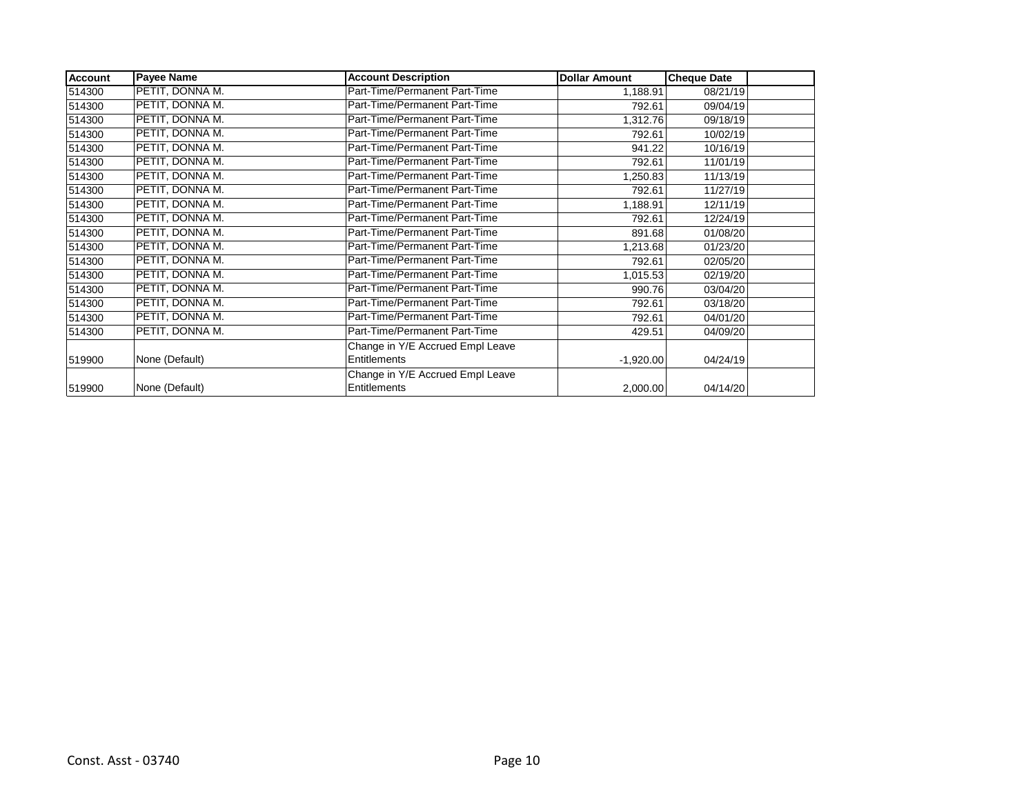| Account | Payee Name | Account Description | Dollar Amount | Cheque Date | |
|---|---|---|---|---|---|
| 514300 | PETIT, DONNA M. | Part-Time/Permanent Part-Time | 1,188.91 | 08/21/19 | |
| 514300 | PETIT, DONNA M. | Part-Time/Permanent Part-Time | 792.61 | 09/04/19 | |
| 514300 | PETIT, DONNA M. | Part-Time/Permanent Part-Time | 1,312.76 | 09/18/19 | |
| 514300 | PETIT, DONNA M. | Part-Time/Permanent Part-Time | 792.61 | 10/02/19 | |
| 514300 | PETIT, DONNA M. | Part-Time/Permanent Part-Time | 941.22 | 10/16/19 | |
| 514300 | PETIT, DONNA M. | Part-Time/Permanent Part-Time | 792.61 | 11/01/19 | |
| 514300 | PETIT, DONNA M. | Part-Time/Permanent Part-Time | 1,250.83 | 11/13/19 | |
| 514300 | PETIT, DONNA M. | Part-Time/Permanent Part-Time | 792.61 | 11/27/19 | |
| 514300 | PETIT, DONNA M. | Part-Time/Permanent Part-Time | 1,188.91 | 12/11/19 | |
| 514300 | PETIT, DONNA M. | Part-Time/Permanent Part-Time | 792.61 | 12/24/19 | |
| 514300 | PETIT, DONNA M. | Part-Time/Permanent Part-Time | 891.68 | 01/08/20 | |
| 514300 | PETIT, DONNA M. | Part-Time/Permanent Part-Time | 1,213.68 | 01/23/20 | |
| 514300 | PETIT, DONNA M. | Part-Time/Permanent Part-Time | 792.61 | 02/05/20 | |
| 514300 | PETIT, DONNA M. | Part-Time/Permanent Part-Time | 1,015.53 | 02/19/20 | |
| 514300 | PETIT, DONNA M. | Part-Time/Permanent Part-Time | 990.76 | 03/04/20 | |
| 514300 | PETIT, DONNA M. | Part-Time/Permanent Part-Time | 792.61 | 03/18/20 | |
| 514300 | PETIT, DONNA M. | Part-Time/Permanent Part-Time | 792.61 | 04/01/20 | |
| 514300 | PETIT, DONNA M. | Part-Time/Permanent Part-Time | 429.51 | 04/09/20 | |
| 519900 | None (Default) | Change in Y/E Accrued Empl Leave Entitlements | -1,920.00 | 04/24/19 | |
| 519900 | None (Default) | Change in Y/E Accrued Empl Leave Entitlements | 2,000.00 | 04/14/20 | |

Const. Asst - 03740